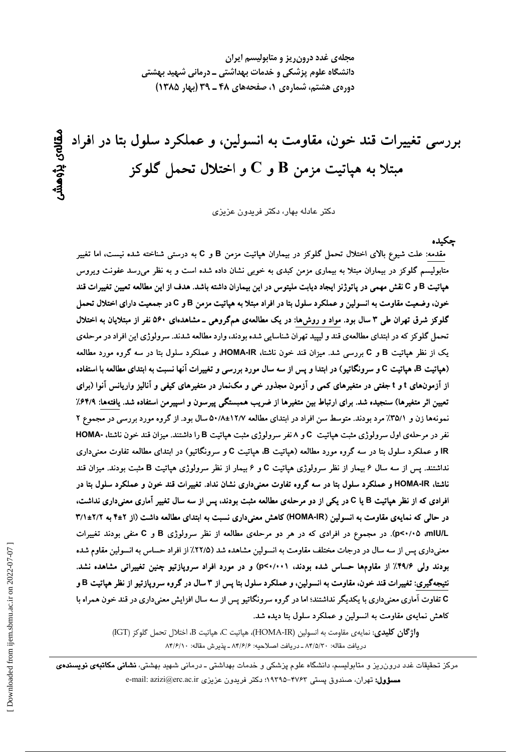مجله‌ی غدد درون‌ریز و متابولیسم ایران
دانشگاه علوم پزشکی و خدمات بهداشتی ـ درمانی شهید بهشتی
دوره‌ی هشتم، شماره‌ی ۱، صفحه‌های ۴۸ ـ ۳۹ (بهار ۱۳۸۵)

مقاله‌ی پژوهشی

# بررسی تغییرات قند خون، مقاومت به انسولین، و عملکرد سلول بتا در افراد مبتلا به هپاتیت مزمن B و C و اختلال تحمل گلوکز

دکتر عادله بهار، دکتر فریدون عزیزی

## چکیده

<u>مقدمه</u>: علت شیوع بالای اختلال تحمل گلوکز در بیماران هپاتیت مزمن B و C به درستی شناخته شده نیست، اما تغییر متابولیسم گلوکز در بیماران مبتلا به بیماری مزمن کبدی به خوبی نشان داده شده است و به نظر می‌رسد عفونت ویروس **هپاتیت B و C نقش مهمی در پاتوژنز ایجاد دیابت ملیتوس در این بیماران داشته باشد. هدف از این مطالعه تعیین تغییرات قند خون، وضعیت مقاومت به انسولین و عملکرد سلول بتا در افراد مبتلا به هپاتیت مزمن B و C در جمعیت دارای اختلال تحمل گلوکز شرق تهران طی ۳ سال بود.** <u>مواد و روش‌ها</u>: **در یک مطالعه‌ی هم‌گروهی ـ مشاهده‌ای ۵۶۰ نفر از مبتلایان به اختلال** تحمل گلوکز که در ابتدای مطالعه‌ی قند و لیپید تهران شناسایی شده بودند، وارد مطالعه شدند. سرولوژی این افراد در مرحله‌ی یک از نظر هپاتیت B و C بررسی شد. میزان قند خون ناشتا، HOMA-IR، و عملکرد سلول بتا در سه گروه مورد مطالعه (هپاتیت B، هپاتیت C و سرونگاتیو) در ابتدا و پس از سه سال مورد بررسی و تغییرات آنها نسبت به ابتدای مطالعه با استفاده از آزمون‌های t و t جفتی در متغیرهای کمی و آزمون مجذور خی و مک‌نمار در متغیرهای کیفی و آنالیز واریانس آنوا (برای تعیین اثر متغیرها) سنجیده شد. برای ارتباط بین متغیرها از ضریب همبستگی پیرسون و اسپیرمن استفاده شد. <u>یافته‌ها</u>: **۶۴/۹٪** نمونه‌ها زن و ۳۵/۱٪ مرد بودند. متوسط سن افراد در ابتدای مطالعه ۱۲/۷±۵۰/۸ سال بود. از گروه مورد بررسی در مجموع ۲ نفر در مرحله‌ی اول سرولوژی مثبت هپاتیت C و ۸ نفر سرولوژی مثبت هپاتیت B را داشتند. میزان قند خون ناشتا، HOMA-IR و عملکرد سلول بتا در سه گروه مورد مطالعه (هپاتیت B، هپاتیت C و سرونگاتیو) در ابتدای مطالعه تفاوت معنی‌داری نداشتند. پس از سه سال ۶ بیمار از نظر سرولوژی هپاتیت C و ۶ بیمار از نظر سرولوژی هپاتیت B مثبت بودند. **میزان قند ناشتا، HOMA-IR و عملکرد سلول بتا در سه گروه تفاوت معنی‌داری نشان نداد. تغییرات قند خون و عملکرد سلول بتا در افرادی که از نظر هپاتیت B یا C در یکی از دو مرحله‌ی مطالعه مثبت بودند، پس از سه سال تغییر آماری معنی‌داری نداشت، در حالی که نمایه‌ی مقاومت به انسولین (HOMA-IR) کاهش معنی‌داری نسبت به ابتدای مطالعه داشت (از ۴±۲ به ۲/۲±۳/۱ mIU/L، p<۰/۰۵).** در مجموع در افرادی که در هر دو مرحله‌ی مطالعه از نظر سرولوژی B و C منفی بودند تغییرات معنی‌داری پس از سه سال در درجات مختلف مقاومت به انسولین مشاهده شد (۲۲/۵٪ از افراد حساس به انسولین مقاوم شده **بودند ولی ۴۹/۶٪ از مقاوم‌ها حساس شده بودند، p<۰/۰۰۱) و در مورد افراد سروپازتیو چنین تغییراتی مشاهده نشد.** <u>نتیجه‌گیری</u>: **تغییرات قند خون، مقاومت به انسولین، و عملکرد سلول بتا پس از ۳ سال در گروه سروپازتیو از نظر هپاتیت B و C تفاوت آماری معنی‌داری با یکدیگر نداشتند؛ اما در گروه سرونگاتیو پس از سه سال افزایش معنی‌داری در قند خون همراه با** کاهش نمایه‌ی مقاومت به انسولین و عملکرد سلول بتا دیده شد.

**واژگان کلیدی**: نمایه‌ی مقاومت به انسولین (HOMA-IR)، هپاتیت C، هپاتیت B، اختلال تحمل گلوکز (IGT)

دریافت مقاله: ۸۴/۵/۳۰ ـ دریافت اصلاحیه: ۸۴/۶/۶ ـ پذیرش مقاله: ۸۴/۶/۱۰

---

مرکز تحقیقات غدد درون‌ریز و متابولیسم، دانشگاه علوم پزشکی و خدمات بهداشتی ـ درمانی شهید بهشتی، **نشانی مکاتبه‌ی نویسنده‌ی مسؤول:** تهران، صندوق پستی ۴۷۶۳-۱۹۳۹۵؛ دکتر فریدون عزیزی e-mail: azizi@erc.ac.ir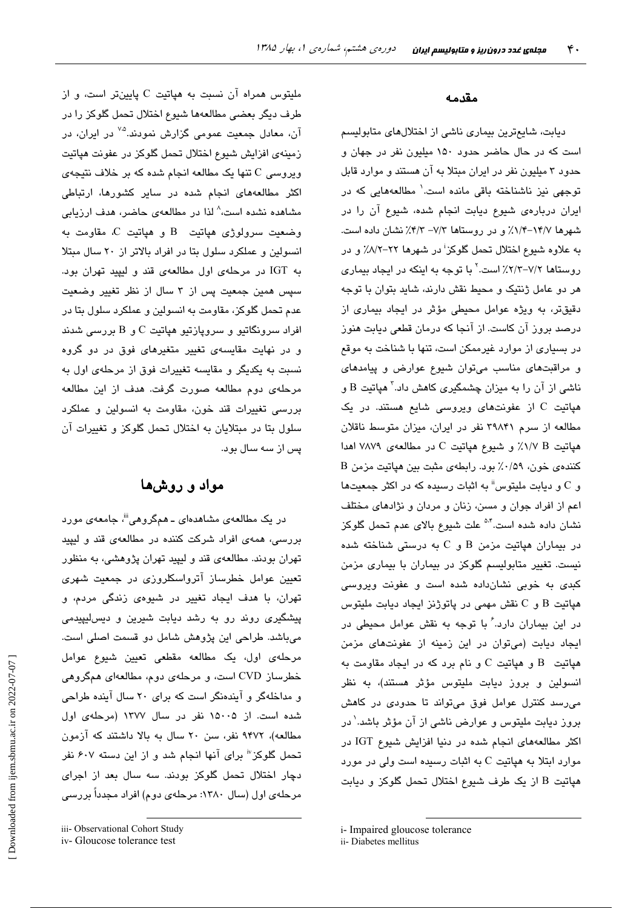## مقدمه

دیابت، شایع‌ترین بیماری ناشی از اختلال‌های متابولیسم است که در حال حاضر حدود ۱۵۰ میلیون نفر در جهان و حدود ۳ میلیون نفر در ایران مبتلا به آن هستند و موارد قابل توجهی نیز ناشناخته باقی مانده است.[۱] مطالعه‌هایی که در ایران درباره‌ی شیوع دیابت انجام شده، شیوع آن را در شهرها ۱۴/۷-۱/۴٪ و در روستاها ۷/۳- ۴/۳٪ نشان داده است. به علاوه شیوع اختلال تحمل گلوکز[i] در شهرها ۲۲-۸/۲٪ و در روستاها ۷/۲-۲/۳٪ است.[۲] با توجه به اینکه در ایجاد بیماری هر دو عامل ژنتیک و محیط نقش دارند، شاید بتوان با توجه دقیق‌تر، به ویژه عوامل محیطی مؤثر در ایجاد بیماری از درصد بروز آن کاست. از آنجا که درمان قطعی دیابت هنوز در بسیاری از موارد غیرممکن است، تنها با شناخت به موقع و مراقبت‌های مناسب می‌توان شیوع عوارض و پیامدهای ناشی از آن را به میزان چشمگیری کاهش داد.[۳] هپاتیت B و هپاتیت C از عفونت‌های ویروسی شایع هستند. در یک مطالعه از سرم ۳۹۸۴۱ نفر در ایران، میزان متوسط ناقلان هپاتیت B ۱/۷٪ و شیوع هپاتیت C در مطالعه‌ی ۷۸۷۹ اهدا کننده‌ی خون، ۰/۵۹٪ بود. رابطه‌ی مثبت بین هپاتیت مزمن B و C و دیابت ملیتوس[ii] به اثبات رسیده که در اکثر جمعیت‌ها اعم از افراد جوان و مسن، زنان و مردان و نژادهای مختلف نشان داده شده است.[۵،۴] علت شیوع بالای عدم تحمل گلوکز در بیماران هپاتیت مزمن B و C به درستی شناخته شده نیست. تغییر متابولیسم گلوکز در بیماران با بیماری مزمن کبدی به خوبی نشان‌داده شده است و عفونت ویروسی هپاتیت B و C نقش مهمی در پاتوژنز ایجاد دیابت ملیتوس در این بیماران دارد.[۶] با توجه به نقش عوامل محیطی در ایجاد دیابت (می‌توان در این زمینه از عفونت‌های مزمن هپاتیت B و هپاتیت C و نام برد که در ایجاد مقاومت به انسولین و بروز دیابت ملیتوس مؤثر هستند)، به نظر می‌رسد کنترل عوامل فوق می‌تواند تا حدودی در کاهش بروز دیابت ملیتوس و عوارض ناشی از آن مؤثر باشد.[۱] در اکثر مطالعه‌های انجام شده در دنیا افزایش شیوع IGT در موارد ابتلا به هپاتیت C به اثبات رسیده است ولی در مورد هپاتیت B از یک طرف شیوع اختلال تحمل گلوکز و دیابت ملیتوس همراه آن نسبت به هپاتیت C پایین‌تر است، و از طرف دیگر بعضی مطالعه‌ها شیوع اختلال تحمل گلوکز را در آن، معادل جمعیت عمومی گزارش نمودند.[۷،۵] در ایران، در زمینه‌ی افزایش شیوع اختلال تحمل گلوکز در عفونت هپاتیت ویروسی C تنها یک مطالعه انجام شده که بر خلاف نتیجه‌ی اکثر مطالعه‌های انجام شده در سایر کشورها، ارتباطی مشاهده نشده است،[۸] لذا در مطالعه‌ی حاضر، هدف ارزیابی وضعیت سرولوژی هپاتیت B و هپاتیت C، مقاومت به انسولین و عملکرد سلول بتا در افراد بالاتر از ۲۰ سال مبتلا به IGT در مرحله‌ی اول مطالعه‌ی قند و لیپید تهران بود. سپس همین جمعیت پس از ۳ سال از نظر تغییر وضعیت عدم تحمل گلوکز، مقاومت به انسولین و عملکرد سلول بتا در افراد سرونگاتیو و سروپازتیو هپاتیت C و B بررسی شدند و در نهایت مقایسه‌ی تغییر متغیرهای فوق در دو گروه نسبت به یکدیگر و مقایسه تغییرات فوق از مرحله‌ی اول به مرحله‌ی دوم مطالعه صورت گرفت. هدف از این مطالعه بررسی تغییرات قند خون، مقاومت به انسولین و عملکرد سلول بتا در مبتلایان به اختلال تحمل گلوکز و تغییرات آن پس از سه سال بود.

## مواد و روش‌ها

در یک مطالعه‌ی مشاهده‌ای ـ هم‌گروهی[iii]، جامعه‌ی مورد بررسی، همه‌ی افراد شرکت کننده در مطالعه‌ی قند و لیپید تهران بودند. مطالعه‌ی قند و لیپید تهران پژوهشی، به منظور تعیین عوامل خطرساز آترواسکلروزی در جمعیت شهری تهران، با هدف ایجاد تغییر در شیوه‌ی زندگی مردم، و پیشگیری روند رو به رشد دیابت شیرین و دیس‌لیپیدمی می‌باشد. طراحی این پژوهش شامل دو قسمت اصلی است. مرحله‌ی اول، یک مطالعه مقطعی تعیین شیوع عوامل خطرساز CVD است، و مرحله‌ی دوم، مطالعه‌ای هم‌گروهی و مداخله‌گر و آینده‌نگر است که برای ۲۰ سال آینده طراحی شده است. از ۱۵۰۰۵ نفر در سال ۱۳۷۷ (مرحله‌ی اول مطالعه)، ۹۴۷۲ نفر، سن ۲۰ سال به بالا داشتند که آزمون تحمل گلوکز[iv] برای آنها انجام شد و از این دسته ۶۰۷ نفر دچار اختلال تحمل گلوکز بودند. سه سال بعد از اجرای مرحله‌ی اول (سال ۱۳۸۰: مرحله‌ی دوم) افراد مجدداً بررسی

i- Impaired gloucose tolerance
ii- Diabetes mellitus
iii- Observational Cohort Study
iv- Gloucose tolerance test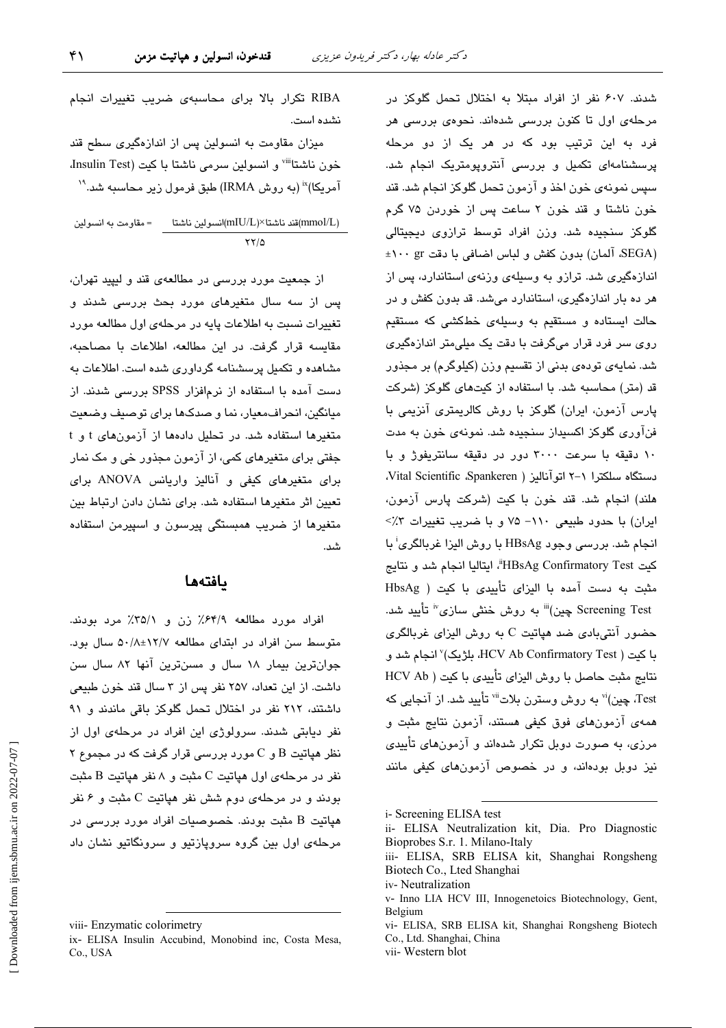شدند. ۶۰۷ نفر از افراد مبتلا به اختلال تحمل گلوکز در مرحله‌ی اول تا کنون بررسی شده‌اند. نحوه‌ی بررسی هر فرد به این ترتیب بود که در هر یک از دو مرحله پرسشنامه‌ای تکمیل و بررسی آنتروپومتریک انجام شد. سپس نمونه‌ی خون اخذ و آزمون تحمل گلوکز انجام شد. قند خون ناشتا و قند خون ۲ ساعت پس از خوردن ۷۵ گرم گلوکز سنجیده شد. وزن افراد توسط ترازوی دیجیتالی (SEGA، آلمان) بدون کفش و لباس اضافی با دقت ۱۰۰ gr± اندازه‌گیری شد. ترازو به وسیله‌ی وزنه‌ی استاندارد، پس از هر ده بار اندازه‌گیری، استاندارد می‌شد. قد بدون کفش و در حالت ایستاده و مستقیم به وسیله‌ی خط‌کشی که مستقیم روی سر فرد قرار می‌گرفت با دقت یک میلی‌متر اندازه‌گیری شد. نمایه‌ی توده‌ی بدنی از تقسیم وزن (کیلوگرم) بر مجذور قد (متر) محاسبه شد. با استفاده از کیت‌های گلوکز (شرکت پارس آزمون، ایران) گلوکز با روش کالریمتری آنزیمی با فن‌آوری گلوکز اکسیداز سنجیده شد. نمونه‌ی خون به مدت ۱۰ دقیقه با سرعت ۳۰۰۰ دور در دقیقه سانتریفوژ و با دستگاه سلکترا ۱-۲ اتوآنالیز ( Vital Scientific ،Spankeren، هلند) انجام شد. قند خون با کیت (شرکت پارس آزمون، ایران) با حدود طبیعی ۱۱۰- ۷۵ و با ضریب تغییرات ۳٪> انجام شد. بررسی وجود HBsAg با روش الیزا غربالگری[i] با کیت HBsAg Confirmatory Test[ii]، ایتالیا انجام شد و نتایج مثبت به دست آمده با الیزای تأییدی با کیت ( HbsAg Screening Test چین)[iii] به روش خنثی سازی[iv] تأیید شد. حضور آنتی‌بادی ضد هپاتیت C به روش الیزای غربالگری با کیت ( HCV Ab Confirmatory Test، بلژیک)[v] انجام شد و نتایج مثبت حاصل با روش الیزای تأییدی با کیت ( HCV Ab Test، چین)[vi] به روش وسترن بلات[vii] تأیید شد. از آنجایی که همه‌ی آزمون‌های فوق کیفی هستند، آزمون نتایج مثبت و مرزی، به صورت دوبل تکرار شده‌اند و آزمون‌های تأییدی نیز دوبل بوده‌اند، و در خصوص آزمون‌های کیفی مانند RIBA تکرار بالا برای محاسبه‌ی ضریب تغییرات انجام نشده است.

میزان مقاومت به انسولین پس از اندازه‌گیری سطح قند خون ناشتا[viii] و انسولین سرمی ناشتا با کیت (Insulin Test، آمریکا)[ix] (به روش IRMA) طبق فرمول زیر محاسبه شد.[۱۹]

$$\text{مقاومت به انسولین} = \frac{\text{قند ناشتا (mmol/L)} \times \text{انسولین ناشتا (mIU/L)}}{22/5}$$

از جمعیت مورد بررسی در مطالعه‌ی قند و لیپید تهران، پس از سه سال متغیرهای مورد بحث بررسی شدند و تغییرات نسبت به اطلاعات پایه در مرحله‌ی اول مطالعه مورد مقایسه قرار گرفت. در این مطالعه، اطلاعات با مصاحبه، مشاهده و تکمیل پرسشنامه گردآوری شده است. اطلاعات به دست آمده با استفاده از نرم‌افزار SPSS بررسی شدند. از میانگین، انحراف‌معیار، نما و صدک‌ها برای توصیف وضعیت متغیرها استفاده شد. در تحلیل داده‌ها از آزمون‌های t و t جفتی برای متغیرهای کمی، از آزمون مجذور خی و مک نمار برای متغیرهای کیفی و آنالیز واریانس ANOVA برای تعیین اثر متغیرها استفاده شد. برای نشان دادن ارتباط بین متغیرها از ضریب همبستگی پیرسون و اسپیرمن استفاده شد.

## یافته‌ها

افراد مورد مطالعه ۶۴/۹٪ زن و ۳۵/۱٪ مرد بودند. متوسط سن افراد در ابتدای مطالعه ۱۲/۷±۵۰/۸ سال بود. جوان‌ترین بیمار ۱۸ سال و مسن‌ترین آنها ۸۲ سال سن داشت. از این تعداد، ۲۵۷ نفر پس از ۳ سال قند خون طبیعی داشتند، ۲۱۲ نفر در اختلال تحمل گلوکز باقی ماندند و ۹۱ نفر دیابتی شدند. سرولوژی این افراد در مرحله‌ی اول از نظر هپاتیت B و C مورد بررسی قرار گرفت که در مجموع ۲ نفر در مرحله‌ی اول هپاتیت C مثبت و ۸ نفر هپاتیت B مثبت بودند و در مرحله‌ی دوم شش نفر هپاتیت C مثبت و ۶ نفر هپاتیت B مثبت بودند. خصوصیات افراد مورد بررسی در مرحله‌ی اول بین گروه سروپازتیو و سرونگاتیو نشان داد

---

i- Screening ELISA test

ii- ELISA Neutralization kit, Dia. Pro Diagnostic Bioprobes S.r. 1. Milano-Italy

iii- ELISA, SRB ELISA kit, Shanghai Rongsheng Biotech Co., Lted Shanghai

iv- Neutralization

v- Inno LIA HCV III, Innogenetoics Biotechnology, Gent, Belgium

vi- ELISA, SRB ELISA kit, Shanghai Rongsheng Biotech Co., Ltd. Shanghai, China

vii- Western blot

viii- Enzymatic colorimetry

ix- ELISA Insulin Accubind, Monobind inc, Costa Mesa, Co., USA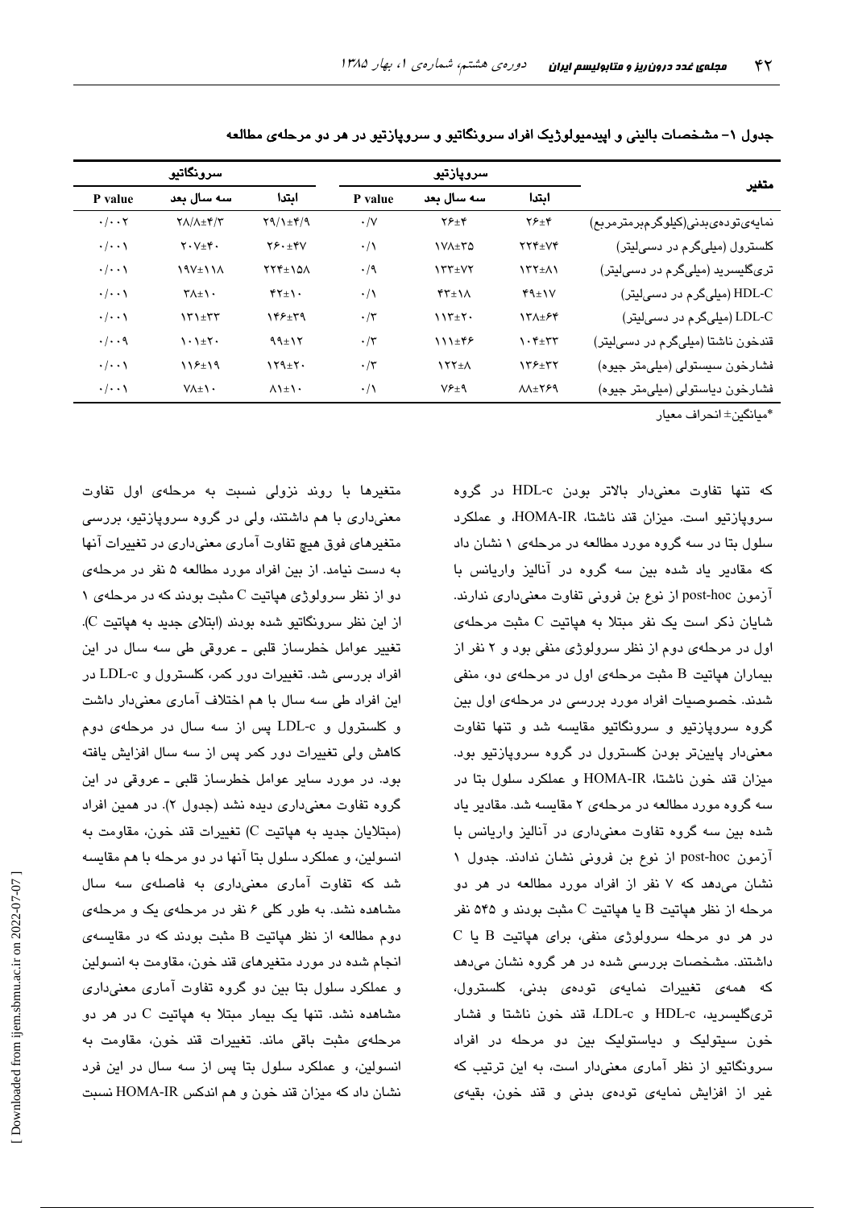جدول ۱- مشخصات بالینی و اپیدمیولوژیک افراد سرونگاتیو و سروپازتیو در هر دو مرحله‌ی مطالعه

| متغیر | سروپازتیو | | | سرونگاتیو | | |
|---|---|---|---|---|---|---|
| | ابتدا | سه سال بعد | P value | ابتدا | سه سال بعد | P value |
| نمایه‌ی‌توده‌ی‌بدنی(کیلوگرم‌برمترمربع) | ۲۶±۴ | ۲۶±۴ | ۰/۷ | ۲۹/۱±۴/۹ | ۲۸/۸±۴/۳ | ۰/۰۰۲ |
| کلسترول (میلی‌گرم در دسی‌لیتر) | ۲۲۴±۷۴ | ۱۷۸±۳۵ | ۰/۱ | ۲۶۰±۴۷ | ۲۰۷±۴۰ | ۰/۰۰۱ |
| تری‌گلیسرید (میلی‌گرم در دسی‌لیتر) | ۱۳۲±۸۱ | ۱۳۳±۷۲ | ۰/۹ | ۲۲۴±۱۵۸ | ۱۹۷±۱۱۸ | ۰/۰۰۱ |
| HDL-C (میلی‌گرم در دسی‌لیتر) | ۴۹±۱۷ | ۴۳±۱۸ | ۰/۱ | ۴۲±۱۰ | ۳۸±۱۰ | ۰/۰۰۱ |
| LDL-C (میلی‌گرم در دسی‌لیتر) | ۱۳۸±۶۴ | ۱۱۳±۲۰ | ۰/۳ | ۱۴۶±۳۹ | ۱۳۱±۳۳ | ۰/۰۰۱ |
| قندخون ناشتا (میلی‌گرم در دسی‌لیتر) | ۱۰۴±۳۳ | ۱۱۱±۴۶ | ۰/۳ | ۹۹±۱۲ | ۱۰۱±۲۰ | ۰/۰۰۹ |
| فشارخون سیستولی (میلی‌متر جیوه) | ۱۳۶±۳۲ | ۱۲۲±۸ | ۰/۳ | ۱۲۹±۲۰ | ۱۱۶±۱۹ | ۰/۰۰۱ |
| فشارخون دیاستولی (میلی‌متر جیوه) | ۸۸±۲۶۹ | ۷۶±۹ | ۰/۱ | ۸۱±۱۰ | ۷۸±۱۰ | ۰/۰۰۱ |

*میانگین± انحراف معیار

که تنها تفاوت معنی‌دار بالاتر بودن HDL-c در گروه سروپازتیو است. میزان قند ناشتا، HOMA-IR، و عملکرد سلول بتا در سه گروه مورد مطالعه در مرحله‌ی ۱ نشان داد که مقادیر یاد شده بین سه گروه در آنالیز واریانس با آزمون post-hoc از نوع بن فرونی تفاوت معنی‌داری ندارند. شایان ذکر است یک نفر مبتلا به هپاتیت C مثبت مرحله‌ی اول در مرحله‌ی دوم از نظر سرولوژی منفی بود و ۲ نفر از بیماران هپاتیت B مثبت مرحله‌ی اول در مرحله‌ی دو، منفی شدند. خصوصیات افراد مورد بررسی در مرحله‌ی اول بین گروه سروپازتیو و سرونگاتیو مقایسه شد و تنها تفاوت معنی‌دار پایین‌تر بودن کلسترول در گروه سروپازتیو بود. میزان قند خون ناشتا، HOMA-IR و عملکرد سلول بتا در سه گروه مورد مطالعه در مرحله‌ی ۲ مقایسه شد. مقادیر یاد شده بین سه گروه تفاوت معنی‌داری در آنالیز واریانس با آزمون post-hoc از نوع بن فرونی نشان ندادند. جدول ۱ نشان می‌دهد که ۷ نفر از افراد مورد مطالعه در هر دو مرحله از نظر هپاتیت B یا هپاتیت C مثبت بودند و ۵۴۵ نفر در هر دو مرحله سرولوژی منفی، برای هپاتیت B یا C داشتند. مشخصات بررسی شده در هر گروه نشان می‌دهد که همه‌ی تغییرات نمایه‌ی توده‌ی بدنی، کلسترول، تری‌گلیسرید، HDL-c و LDL-c، قند خون ناشتا و فشار خون سیتولیک و دیاستولیک بین دو مرحله در افراد سرونگاتیو از نظر آماری معنی‌دار است، به این ترتیب که غیر از افزایش نمایه‌ی توده‌ی بدنی و قند خون، بقیه‌ی متغیرها با روند نزولی نسبت به مرحله‌ی اول تفاوت معنی‌داری با هم داشتند، ولی در گروه سروپازتیو، بررسی متغیرهای فوق هیچ تفاوت آماری معنی‌داری در تغییرات آنها به دست نیامد. از بین افراد مورد مطالعه ۵ نفر در مرحله‌ی دو از نظر سرولوژی هپاتیت C مثبت بودند که در مرحله‌ی ۱ از این نظر سرونگاتیو شده بودند (ابتلای جدید به هپاتیت C). تغییر عوامل خطرساز قلبی ـ عروقی طی سه سال در این افراد بررسی شد. تغییرات دور کمر، کلسترول و LDL-c در این افراد طی سه سال با هم اختلاف آماری معنی‌دار داشت و کلسترول و LDL-c پس از سه سال در مرحله‌ی دوم کاهش ولی تغییرات دور کمر پس از سه سال افزایش یافته بود. در مورد سایر عوامل خطرساز قلبی ـ عروقی در این گروه تفاوت معنی‌داری دیده نشد (جدول ۲). در همین افراد (مبتلایان جدید به هپاتیت C) تغییرات قند خون، مقاومت به انسولین، و عملکرد سلول بتا آنها در دو مرحله با هم مقایسه شد که تفاوت آماری معنی‌داری به فاصله‌ی سه سال مشاهده نشد. به طور کلی ۶ نفر در مرحله‌ی یک و مرحله‌ی دوم مطالعه از نظر هپاتیت B مثبت بودند که در مقایسه‌ی انجام شده در مورد متغیرهای قند خون، مقاومت به انسولین و عملکرد سلول بتا بین دو گروه تفاوت آماری معنی‌داری مشاهده نشد. تنها یک بیمار مبتلا به هپاتیت C در هر دو مرحله‌ی مثبت باقی ماند. تغییرات قند خون، مقاومت به انسولین، و عملکرد سلول بتا پس از سه سال در این فرد نشان داد که میزان قند خون و هم اندکس HOMA-IR نسبت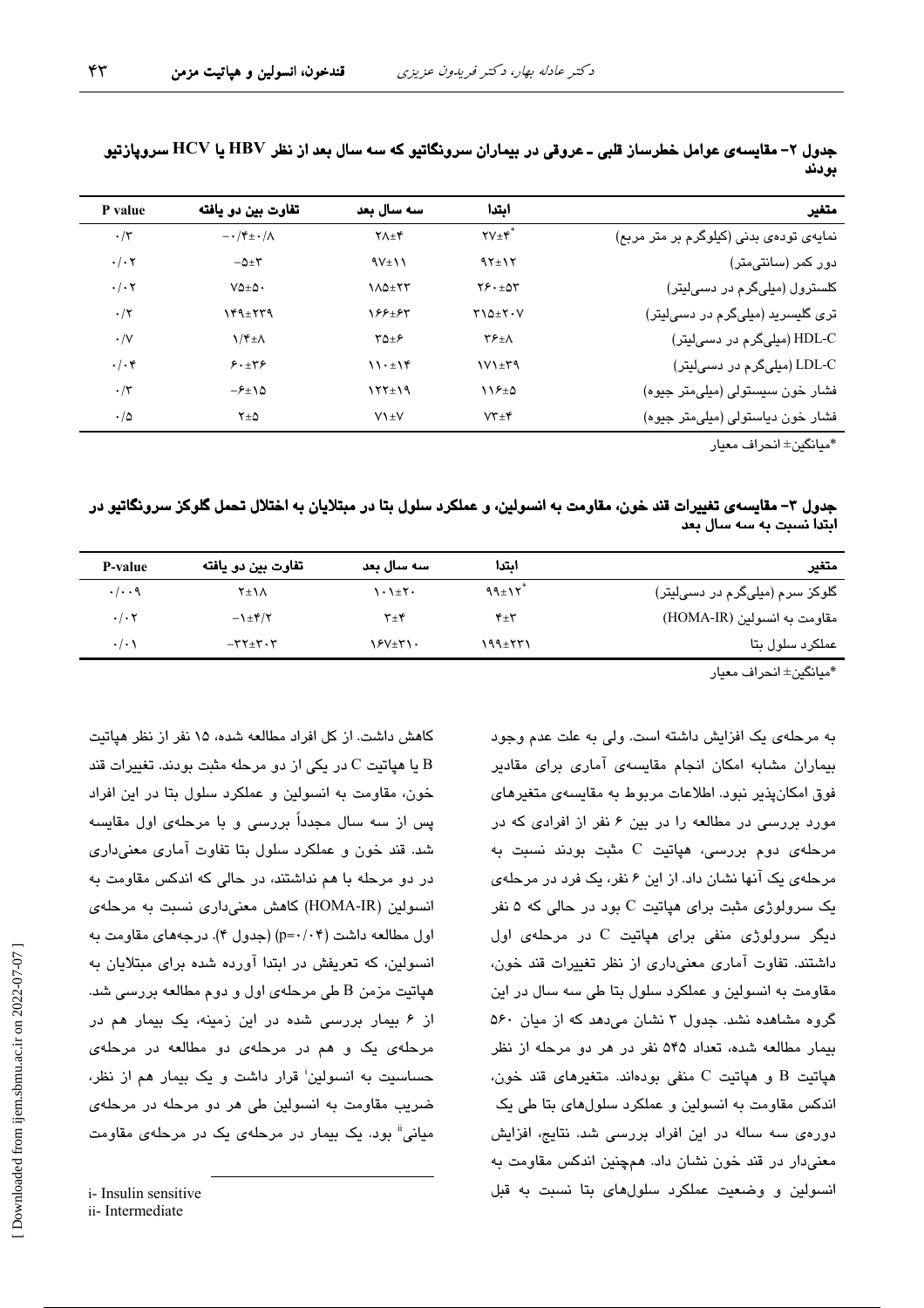**جدول ۲- مقایسه‌ی عوامل خطرساز قلبی ـ عروقی در بیماران سرونگاتیو که سه سال بعد از نظر HBV یا HCV سروپازتیو بودند**

| متغیر | ابتدا | سه سال بعد | تفاوت بین دو یافته | P value |
|---|---|---|---|---|
| نمایه‌ی توده‌ی بدنی (کیلوگرم بر متر مربع) | ۲۷±۴* | ۲۸±۴ | -۰/۴±۰/۸ | ۰/۳ |
| دور کمر (سانتی‌متر) | ۹۲±۱۲ | ۹۷±۱۱ | -۵±۳ | ۰/۰۲ |
| کلسترول (میلی‌گرم در دسی‌لیتر) | ۲۶۰±۵۳ | ۱۸۵±۲۳ | ۷۵±۵۰ | ۰/۰۲ |
| تری گلیسرید (میلی‌گرم در دسی‌لیتر) | ۳۱۵±۲۰۷ | ۱۶۶±۶۳ | ۱۴۹±۲۳۹ | ۰/۲ |
| HDL-C (میلی‌گرم در دسی‌لیتر) | ۳۶±۸ | ۳۵±۶ | ۱/۴±۸ | ۰/۷ |
| LDL-C (میلی‌گرم در دسی‌لیتر) | ۱۷۱±۳۹ | ۱۱۰±۱۴ | ۶۰±۳۶ | ۰/۰۴ |
| فشار خون سیستولی (میلی‌متر جیوه) | ۱۱۶±۵ | ۱۲۲±۱۹ | -۶±۱۵ | ۰/۳ |
| فشار خون دیاستولی (میلی‌متر جیوه) | ۷۳±۴ | ۷۱±۷ | ۲±۵ | ۰/۵ |

*میانگین± انحراف معیار

**جدول ۳- مقایسه‌ی تغییرات قند خون، مقاومت به انسولین، و عملکرد سلول بتا در مبتلایان به اختلال تحمل گلوکز سرونگاتیو در ابتدا نسبت به سه سال بعد**

| متغیر | ابتدا | سه سال بعد | تفاوت بین دو یافته | P-value |
|---|---|---|---|---|
| گلوکز سرم (میلی‌گرم در دسی‌لیتر) | ۹۹±۱۲* | ۱۰۱±۲۰ | ۲±۱۸ | ۰/۰۰۹ |
| مقاومت به انسولین (HOMA-IR) | ۴±۳ | ۳±۴ | -۱±۴/۲ | ۰/۰۲ |
| عملکرد سلول بتا | ۱۹۹±۲۳۱ | ۱۶۷±۳۱۰ | -۳۲±۳۰۳ | ۰/۰۱ |

*میانگین± انحراف معیار

به مرحله‌ی یک افزایش داشته است. ولی به علت عدم وجود بیماران مشابه امکان انجام مقایسه‌ی آماری برای مقادیر فوق امکان‌پذیر نبود. اطلاعات مربوط به مقایسه‌ی متغیرهای مورد بررسی در مطالعه را در بین ۶ نفر از افرادی که در مرحله‌ی دوم بررسی، هپاتیت C مثبت بودند نسبت به مرحله‌ی یک آنها نشان داد. از این ۶ نفر، یک فرد در مرحله‌ی یک سرولوژی مثبت برای هپاتیت C بود در حالی که ۵ نفر دیگر سرولوژی منفی برای هپاتیت C در مرحله‌ی اول داشتند. تفاوت آماری معنی‌داری از نظر تغییرات قند خون، مقاومت به انسولین و عملکرد سلول بتا طی سه سال در این گروه مشاهده نشد. جدول ۳ نشان می‌دهد که از میان ۵۶۰ بیمار مطالعه شده، تعداد ۵۴۵ نفر در هر دو مرحله از نظر هپاتیت B و هپاتیت C منفی بوده‌اند. متغیرهای قند خون، اندکس مقاومت به انسولین و عملکرد سلول‌های بتا طی یک دوره‌ی سه ساله در این افراد بررسی شد. نتایج، افزایش معنی‌دار در قند خون نشان داد. همچنین اندکس مقاومت به انسولین و وضعیت عملکرد سلول‌های بتا نسبت به قبل کاهش داشت. از کل افراد مطالعه شده، ۱۵ نفر از نظر هپاتیت B یا هپاتیت C در یکی از دو مرحله مثبت بودند. تغییرات قند خون، مقاومت به انسولین و عملکرد سلول بتا در این افراد پس از سه سال مجدداً بررسی و با مرحله‌ی اول مقایسه شد. قند خون و عملکرد سلول بتا تفاوت آماری معنی‌داری در دو مرحله با هم نداشتند، در حالی که اندکس مقاومت به انسولین (HOMA-IR) کاهش معنی‌داری نسبت به مرحله‌ی اول مطالعه داشت (p=۰/۰۴) (جدول ۴). درجه‌های مقاومت به انسولین، که تعریفش در ابتدا آورده شده برای مبتلایان به هپاتیت مزمن B طی مرحله‌ی اول و دوم مطالعه بررسی شد. از ۶ بیمار بررسی شده در این زمینه، یک بیمار هم در مرحله‌ی یک و هم در مرحله‌ی دو مطالعه در مرحله‌ی حساسیت به انسولین[i] قرار داشت و یک بیمار هم از نظر، ضریب مقاومت به انسولین طی هر دو مرحله در مرحله‌ی میانی[ii] بود. یک بیمار در مرحله‌ی یک در مرحله‌ی مقاومت

i- Insulin sensitive
ii- Intermediate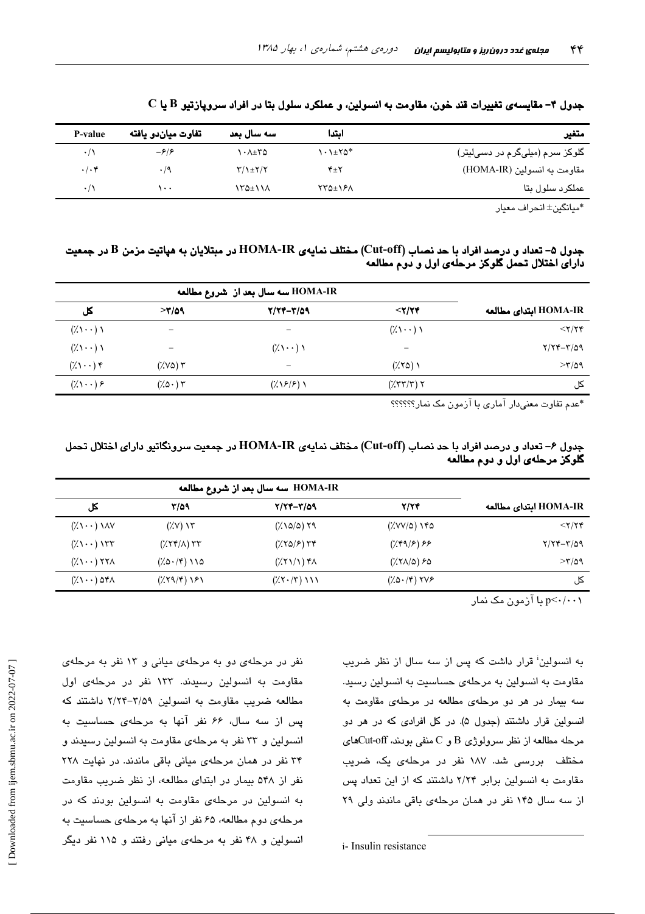**جدول ۴- مقایسه‌ی تغییرات قند خون، مقاومت به انسولین، و عملکرد سلول بتا در افراد سروپازتیو B یا C**

| متغیر | ابتدا | سه سال بعد | تفاوت میان‌دو یافته | P-value |
|---|---|---|---|---|
| گلوکز سرم (میلی‌گرم در دسی‌لیتر) | ۱۰۱±۲۵* | ۱۰۸±۳۵ | -۶/۶ | ۰/۱ |
| مقاومت به انسولین (HOMA-IR) | ۴±۲ | ۳/۱±۲/۲ | ۰/۹ | ۰/۰۴ |
| عملکرد سلول بتا | ۲۳۵±۱۶۸ | ۱۳۵±۱۱۸ | ۱۰۰ | ۰/۱ |

*میانگین± انحراف معیار

**جدول ۵- تعداد و درصد افراد با حد نصاب (Cut-off) مختلف نمایه‌ی HOMA-IR در مبتلایان به هپاتیت مزمن B در جمعیت دارای اختلال تحمل گلوکز مرحله‌ی اول و دوم مطالعه**

| HOMA-IR ابتدای مطالعه | HOMA-IR سه سال بعد از شروع مطالعه <۲/۲۴ | ۲/۲۴-۳/۵۹ | >۳/۵۹ | کل |
|---|---|---|---|---|
| <۲/۲۴ | (٪۱۰۰) ۱ | - | - | (٪۱۰۰) ۱ |
| ۲/۲۴-۳/۵۹ | - | (٪۱۰۰) ۱ | - | (٪۱۰۰) ۱ |
| >۳/۵۹ | (٪۲۵) ۱ | - | (٪۷۵) ۳ | (٪۱۰۰) ۴ |
| کل | (٪۳۳/۳) ۲ | (٪۱۶/۶) ۱ | (٪۵۰) ۳ | (٪۱۰۰) ۶ |

*عدم تفاوت معنی‌دار آماری با آزمون مک نمار؟؟؟؟؟؟

**جدول ۶- تعداد و درصد افراد با حد نصاب (Cut-off) مختلف نمایه‌ی HOMA-IR در جمعیت سرونگاتیو دارای اختلال تحمل گلوکز مرحله‌ی اول و دوم مطالعه**

| HOMA-IR ابتدای مطالعه | HOMA-IR سه سال بعد از شروع مطالعه ۲/۲۴ | ۲/۲۴-۳/۵۹ | ۳/۵۹ | کل |
|---|---|---|---|---|
| <۲/۲۴ | (٪۷۷/۵) ۱۴۵ | (٪۱۵/۵) ۲۹ | (٪۷) ۱۳ | (٪۱۰۰) ۱۸۷ |
| ۲/۲۴-۳/۵۹ | (٪۴۹/۶) ۶۶ | (٪۲۵/۶) ۳۴ | (٪۲۴/۸) ۳۳ | (٪۱۰۰) ۱۳۳ |
| >۳/۵۹ | (٪۲۸/۵) ۶۵ | (٪۲۱/۱) ۴۸ | (٪۵۰/۴) ۱۱۵ | (٪۱۰۰) ۲۲۸ |
| کل | (٪۵۰/۴) ۲۷۶ | (٪۲۰/۳) ۱۱۱ | (٪۲۹/۴) ۱۶۱ | (٪۱۰۰) ۵۴۸ |

p<۰/۰۰۱ با آزمون مک نمار

به انسولین[i] قرار داشت که پس از سه سال از نظر ضریب مقاومت به انسولین به مرحله‌ی حساسیت به انسولین رسید. سه بیمار در هر دو مرحله‌ی مطالعه در مرحله‌ی مقاومت به انسولین قرار داشتند (جدول ۵). در کل افرادی که در هر دو مرحله مطالعه از نظر سرولوژی B و C منفی بودند، Cut-offهای مختلف بررسی شد. ۱۸۷ نفر در مرحله‌ی یک، ضریب مقاومت به انسولین برابر ۲/۲۴ داشتند که از این تعداد پس از سه سال ۱۴۵ نفر در همان مرحله‌ی باقی ماندند ولی ۲۹ نفر در مرحله‌ی دو به مرحله‌ی میانی و ۱۳ نفر به مرحله‌ی مقاومت به انسولین رسیدند. ۱۳۳ نفر در مرحله‌ی اول مطالعه ضریب مقاومت به انسولین ۳/۵۹-۲/۲۴ داشتند که پس از سه سال، ۶۶ نفر آنها به مرحله‌ی حساسیت به انسولین و ۳۳ نفر به مرحله‌ی مقاومت به انسولین رسیدند و ۳۴ نفر در همان مرحله‌ی میانی باقی ماندند. در نهایت ۲۲۸ نفر از ۵۴۸ بیمار در ابتدای مطالعه، از نظر ضریب مقاومت به انسولین در مرحله‌ی مقاومت به انسولین بودند که در مرحله‌ی دوم مطالعه، ۶۵ نفر از آنها به مرحله‌ی حساسیت به انسولین و ۴۸ نفر به مرحله‌ی میانی رفتند و ۱۱۵ نفر دیگر

i- Insulin resistance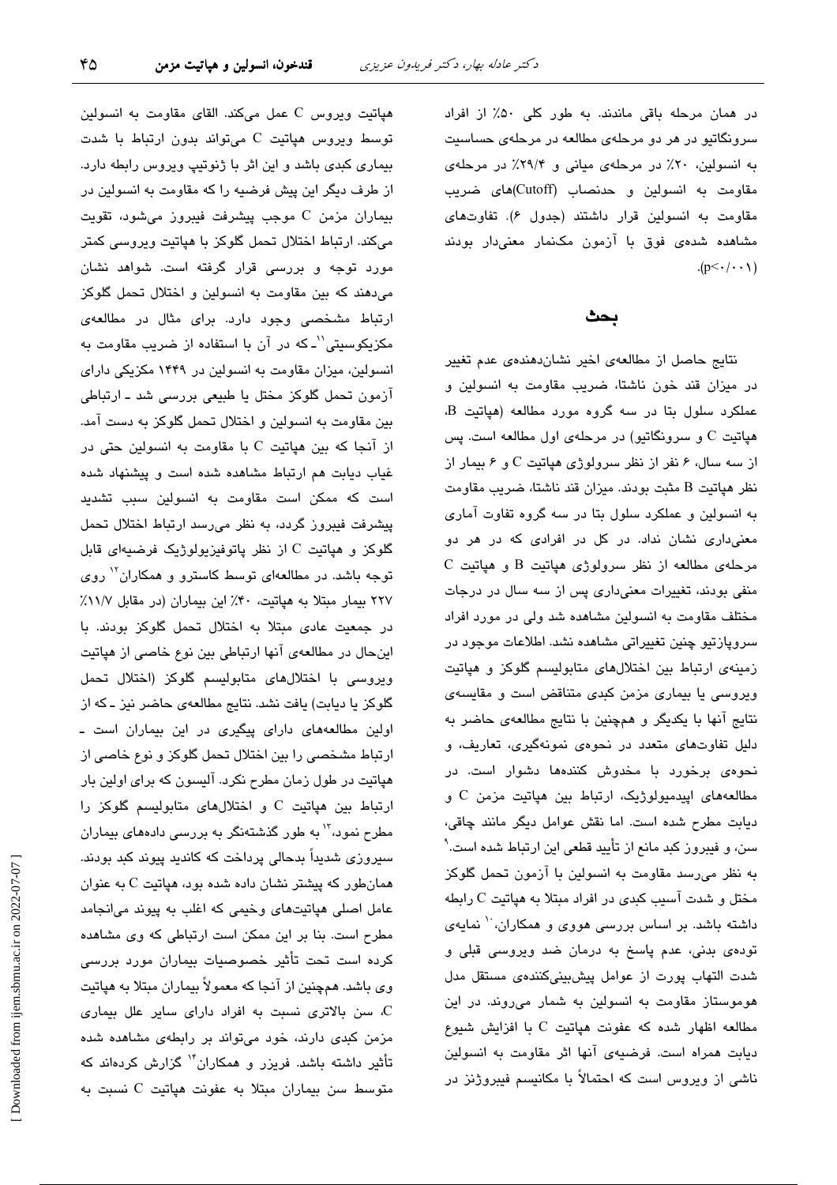در همان مرحله باقی ماندند. به طور کلی ۵۰٪ از افراد سرونگاتیو در هر دو مرحله‌ی مطالعه در مرحله‌ی حساسیت به انسولین، ۲۰٪ در مرحله‌ی میانی و ۲۹/۴٪ در مرحله‌ی مقاومت به انسولین و حدنصاب (Cutoff)های ضریب مقاومت به انسولین قرار داشتند (جدول ۶). تفاوت‌های مشاهده شده‌ی فوق با آزمون مک‌نمار معنی‌دار بودند ($p<0/001$).

## بحث

نتایج حاصل از مطالعه‌ی اخیر نشان‌دهنده‌ی عدم تغییر در میزان قند خون ناشتا، ضریب مقاومت به انسولین و عملکرد سلول بتا در سه گروه مورد مطالعه (هپاتیت B، هپاتیت C و سرونگاتیو) در مرحله‌ی اول مطالعه است. پس از سه سال، ۶ نفر از نظر سرولوژی هپاتیت C و ۶ بیمار از نظر هپاتیت B مثبت بودند. میزان قند ناشتا، ضریب مقاومت به انسولین و عملکرد سلول بتا در سه گروه تفاوت آماری معنی‌داری نشان نداد. در کل در افرادی که در هر دو مرحله‌ی مطالعه از نظر سرولوژی هپاتیت B و هپاتیت C منفی بودند، تغییرات معنی‌داری پس از سه سال در درجات مختلف مقاومت به انسولین مشاهده شد ولی در مورد افراد سروپازتیو چنین تغییراتی مشاهده نشد. اطلاعات موجود در زمینه‌ی ارتباط بین اختلال‌های متابولیسم گلوکز و هپاتیت ویروسی یا بیماری مزمن کبدی متناقض است و مقایسه‌ی نتایج آنها با یکدیگر و همچنین با نتایج مطالعه‌ی حاضر به دلیل تفاوت‌های متعدد در نحوه‌ی نمونه‌گیری، تعاریف، و نحوه‌ی برخورد با مخدوش کننده‌ها دشوار است. در مطالعه‌های اپیدمیولوژیک، ارتباط بین هپاتیت مزمن C و دیابت مطرح شده است. اما نقش عوامل دیگر مانند چاقی، سن، و فیبروز کبد مانع از تأیید قطعی این ارتباط شده است.[۹] به نظر می‌رسد مقاومت به انسولین با آزمون تحمل گلوکز مختل و شدت آسیب کبدی در افراد مبتلا به هپاتیت C رابطه داشته باشد. بر اساس بررسی هووی و همکاران،[۱۰] نمایه‌ی توده‌ی بدنی، عدم پاسخ به درمان ضد ویروسی قبلی و شدت التهاب پورت از عوامل پیش‌بینی‌کننده‌ی مستقل مدل هوموستاز مقاومت به انسولین به شمار می‌روند. در این مطالعه اظهار شده که عفونت هپاتیت C با افزایش شیوع دیابت همراه است. فرضیه‌ی آنها اثر مقاومت به انسولین ناشی از ویروس است که احتمالاً با مکانیسم فیبروژنز در هپاتیت ویروس C عمل می‌کند. القای مقاومت به انسولین توسط ویروس هپاتیت C می‌تواند بدون ارتباط با شدت بیماری کبدی باشد و این اثر با ژنوتیپ ویروس رابطه دارد. از طرف دیگر این پیش فرضیه را که مقاومت به انسولین در بیماران مزمن C موجب پیشرفت فیبروز می‌شود، تقویت می‌کند. ارتباط اختلال تحمل گلوکز با هپاتیت ویروسی کمتر مورد توجه و بررسی قرار گرفته است. شواهد نشان می‌دهند که بین مقاومت به انسولین و اختلال تحمل گلوکز ارتباط مشخصی وجود دارد. برای مثال در مطالعه‌ی مکزیکوسیتی[۱۱]ـ که در آن با استفاده از ضریب مقاومت به انسولین، میزان مقاومت به انسولین در ۱۴۴۹ مکزیکی دارای آزمون تحمل گلوکز مختل یا طبیعی بررسی شد ـ ارتباطی بین مقاومت به انسولین و اختلال تحمل گلوکز به دست آمد. از آنجا که بین هپاتیت C با مقاومت به انسولین حتی در غیاب دیابت هم ارتباط مشاهده شده است و پیشنهاد شده است که ممکن است مقاومت به انسولین سبب تشدید پیشرفت فیبروز گردد، به نظر می‌رسد ارتباط اختلال تحمل گلوکز و هپاتیت C از نظر پاتوفیزیولوژیک فرضیه‌ای قابل توجه باشد. در مطالعه‌ای توسط کاسترو و همکاران[۱۲] روی ۲۲۷ بیمار مبتلا به هپاتیت، ۴۰٪ این بیماران (در مقابل ۱۱/۷٪ در جمعیت عادی مبتلا به اختلال تحمل گلوکز بودند. با این‌حال در مطالعه‌ی آنها ارتباطی بین نوع خاصی از هپاتیت ویروسی با اختلال‌های متابولیسم گلوکز (اختلال تحمل گلوکز یا دیابت) یافت نشد. نتایج مطالعه‌ی حاضر نیز ـ که از اولین مطالعه‌های دارای پیگیری در این بیماران است ـ ارتباط مشخصی را بین اختلال تحمل گلوکز و نوع خاصی از هپاتیت در طول زمان مطرح نکرد. آلیسون که برای اولین بار ارتباط بین هپاتیت C و اختلال‌های متابولیسم گلوکز را مطرح نمود،[۱۳] به طور گذشته‌نگر به بررسی داده‌های بیماران سیروزی شدیداً بدحالی پرداخت که کاندید پیوند کبد بودند. همان‌طور که پیشتر نشان داده شده بود، هپاتیت C به عنوان عامل اصلی هپاتیت‌های وخیمی که اغلب به پیوند می‌انجامد مطرح است. بنا بر این ممکن است ارتباطی که وی مشاهده کرده است تحت تأثیر خصوصیات بیماران مورد بررسی وی باشد. همچنین از آنجا که معمولاً بیماران مبتلا به هپاتیت C، سن بالاتری نسبت به افراد دارای سایر علل بیماری مزمن کبدی دارند، خود می‌تواند بر رابطه‌ی مشاهده شده تأثیر داشته باشد. فریزر و همکاران[۱۴] گزارش کرده‌اند که متوسط سن بیماران مبتلا به عفونت هپاتیت C نسبت به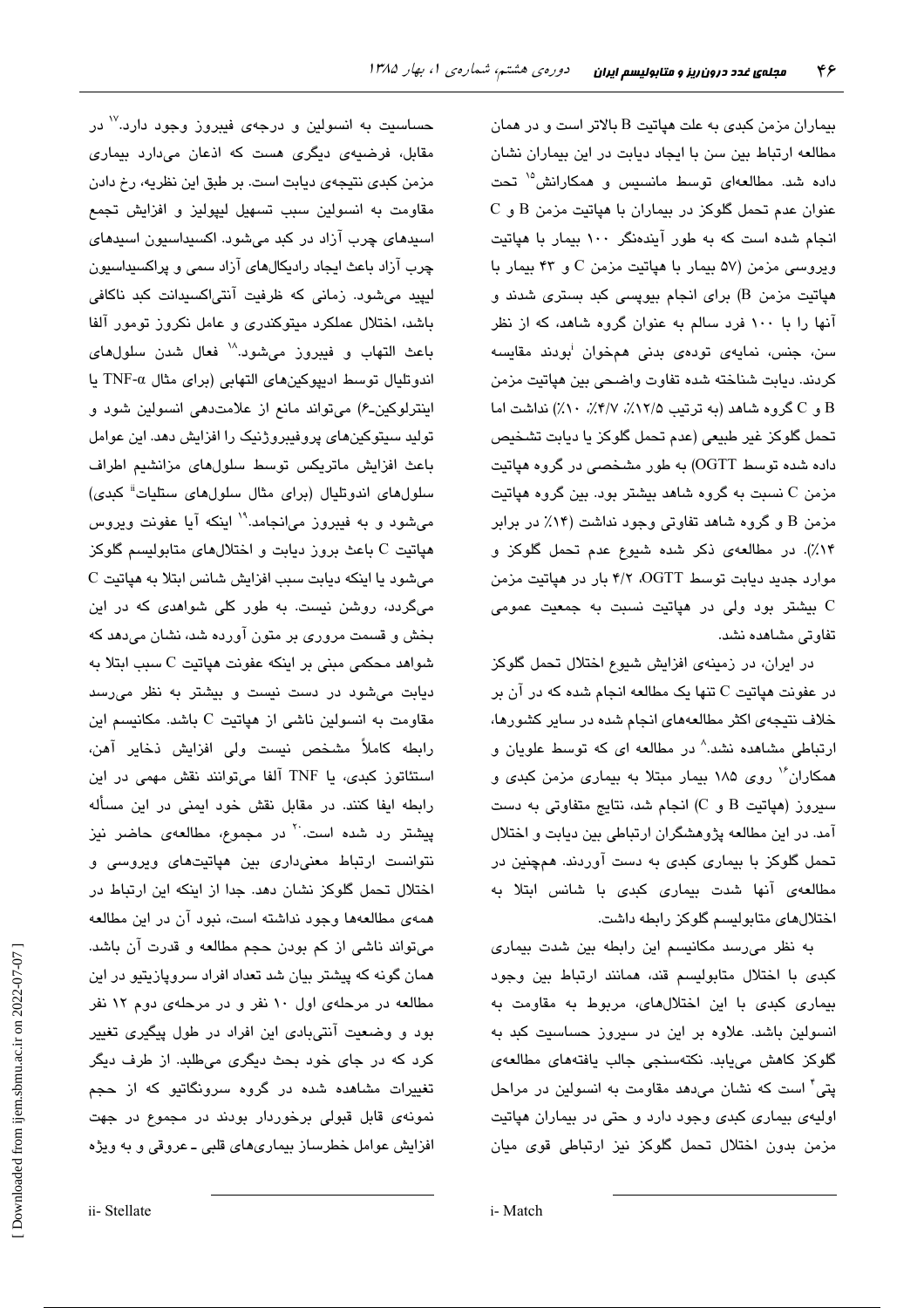بیماران مزمن کبدی به علت هپاتیت B بالاتر است و در همان مطالعه ارتباط بین سن با ایجاد دیابت در این بیماران نشان داده شد. مطالعه‌ای توسط مانسیس و همکارانش[۱۵] تحت عنوان عدم تحمل گلوکز در بیماران با هپاتیت مزمن B و C انجام شده است که به طور آینده‌نگر ۱۰۰ بیمار با هپاتیت ویروسی مزمن (۵۷ بیمار با هپاتیت مزمن C و ۴۳ بیمار با هپاتیت مزمن B) برای انجام بیوپسی کبد بستری شدند و آنها را با ۱۰۰ فرد سالم به عنوان گروه شاهد، که از نظر سن، جنس، نمایه‌ی توده‌ی بدنی همخوان[i] بودند مقایسه کردند. دیابت شناخته شده تفاوت واضحی بین هپاتیت مزمن B و C گروه شاهد (به ترتیب ۱۲/۵٪، ۴/۷٪، ۱۰٪) نداشت اما تحمل گلوکز غیر طبیعی (عدم تحمل گلوکز یا دیابت تشخیص داده شده توسط OGTT) به طور مشخصی در گروه هپاتیت مزمن C نسبت به گروه شاهد بیشتر بود. بین گروه هپاتیت مزمن B و گروه شاهد تفاوتی وجود نداشت (۱۴٪ در برابر ۱۴٪). در مطالعه‌ی ذکر شده شیوع عدم تحمل گلوکز و موارد جدید دیابت توسط OGTT، ۴/۲ بار در هپاتیت مزمن C بیشتر بود ولی در هپاتیت نسبت به جمعیت عمومی تفاوتی مشاهده نشد.

در ایران، در زمینه‌ی افزایش شیوع اختلال تحمل گلوکز در عفونت هپاتیت C تنها یک مطالعه انجام شده که در آن بر خلاف نتیجه‌ی اکثر مطالعه‌های انجام شده در سایر کشورها، ارتباطی مشاهده نشد.[۸] در مطالعه ای که توسط علویان و همکاران[۱۶] روی ۱۸۵ بیمار مبتلا به بیماری مزمن کبدی و سیروز (هپاتیت B و C) انجام شد، نتایج متفاوتی به دست آمد. در این مطالعه پژوهشگران ارتباطی بین دیابت و اختلال تحمل گلوکز با بیماری کبدی به دست آوردند. همچنین در مطالعه‌ی آنها شدت بیماری کبدی با شانس ابتلا به اختلال‌های متابولیسم گلوکز رابطه داشت.

به نظر می‌رسد مکانیسم این رابطه بین شدت بیماری کبدی با اختلال متابولیسم قند، همانند ارتباط بین وجود بیماری کبدی با این اختلال‌های، مربوط به مقاومت به انسولین باشد. علاوه بر این در سیروز حساسیت کبد به گلوکز کاهش می‌یابد. نکته‌سنجی جالب یافته‌های مطالعه‌ی پتی[۴] است که نشان می‌دهد مقاومت به انسولین در مراحل اولیه‌ی بیماری کبدی وجود دارد و حتی در بیماران هپاتیت مزمن بدون اختلال تحمل گلوکز نیز ارتباطی قوی میان حساسیت به انسولین و درجه‌ی فیبروز وجود دارد.[۱۷] در مقابل، فرضیه‌ی دیگری هست که اذعان می‌دارد بیماری مزمن کبدی نتیجه‌ی دیابت است. بر طبق این نظریه، رخ دادن مقاومت به انسولین سبب تسهیل لیپولیز و افزایش تجمع اسیدهای چرب آزاد در کبد می‌شود. اکسیداسیون اسیدهای چرب آزاد باعث ایجاد رادیکال‌های آزاد سمی و پراکسیداسیون لیپید می‌شود. زمانی که ظرفیت آنتی‌اکسیدانت کبد ناکافی باشد، اختلال عملکرد میتوکندری و عامل نکروز تومور آلفا باعث التهاب و فیبروز می‌شود.[۱۸] فعال شدن سلول‌های اندوتلیال توسط ادیپوکین‌های التهابی (برای مثال TNF-α یا اینترلوکین-۶) می‌تواند مانع از علامت‌دهی انسولین شود و تولید سیتوکین‌های پروفیبروژنیک را افزایش دهد. این عوامل باعث افزایش ماتریکس توسط سلول‌های مزانشیم اطراف سلول‌های اندوتلیال (برای مثال سلول‌های ستلیات[ii] کبدی) می‌شود و به فیبروز می‌انجامد.[۱۹] اینکه آیا عفونت ویروس هپاتیت C باعث بروز دیابت و اختلال‌های متابولیسم گلوکز می‌شود یا اینکه دیابت سبب افزایش شانس ابتلا به هپاتیت C می‌گردد، روشن نیست. به طور کلی شواهدی که در این بخش و قسمت مروری بر متون آورده شد، نشان می‌دهد که شواهد محکمی مبنی بر اینکه عفونت هپاتیت C سبب ابتلا به دیابت می‌شود در دست نیست و بیشتر به نظر می‌رسد مقاومت به انسولین ناشی از هپاتیت C باشد. مکانیسم این رابطه کاملاً مشخص نیست ولی افزایش ذخایر آهن، استئاتوز کبدی، یا TNF آلفا می‌توانند نقش مهمی در این رابطه ایفا کنند. در مقابل نقش خود ایمنی در این مسأله بیشتر رد شده است.[۲۰] در مجموع، مطالعه‌ی حاضر نیز نتوانست ارتباط معنی‌داری بین هپاتیت‌های ویروسی و اختلال تحمل گلوکز نشان دهد. جدا از اینکه این ارتباط در همه‌ی مطالعه‌ها وجود نداشته است، نبود آن در این مطالعه می‌تواند ناشی از کم بودن حجم مطالعه و قدرت آن باشد. همان گونه که پیشتر بیان شد تعداد افراد سروپازیتیو در این مطالعه در مرحله‌ی اول ۱۰ نفر و در مرحله‌ی دوم ۱۲ نفر بود و وضعیت آنتی‌بادی این افراد در طول پیگیری تغییر کرد که در جای خود بحث دیگری می‌طلبد. از طرف دیگر تغییرات مشاهده شده در گروه سرونگاتیو که از حجم نمونه‌ی قابل قبولی برخوردار بودند در مجموع در جهت افزایش عوامل خطرساز بیماری‌های قلبی ـ عروقی و به ویژه

---

i- Match

ii- Stellate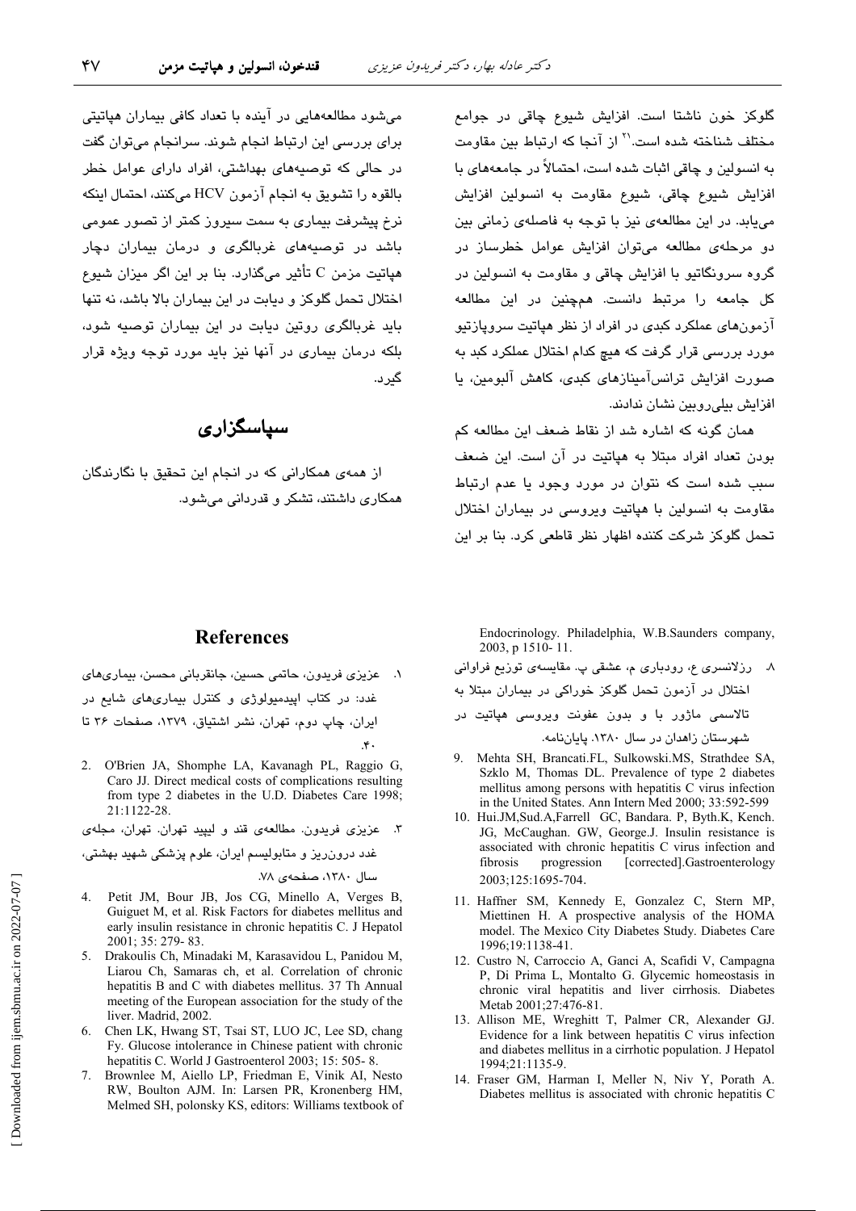گلوکز خون ناشتا است. افزایش شیوع چاقی در جوامع مختلف شناخته شده است.[21] از آنجا که ارتباط بین مقاومت به انسولین و چاقی اثبات شده است، احتمالاً در جامعه‌های با افزایش شیوع چاقی، شیوع مقاومت به انسولین افزایش می‌یابد. در این مطالعه‌ی نیز با توجه به فاصله‌ی زمانی بین دو مرحله‌ی مطالعه می‌توان افزایش عوامل خطرساز در گروه سرونگاتیو با افزایش چاقی و مقاومت به انسولین در کل جامعه را مرتبط دانست. همچنین در این مطالعه آزمون‌های عملکرد کبدی در افراد از نظر هپاتیت سروپازتیو مورد بررسی قرار گرفت که هیچ کدام اختلال عملکرد کبد به صورت افزایش ترانس‌آمینازهای کبدی، کاهش آلبومین، یا افزایش بیلی‌روبین نشان ندادند.

همان گونه که اشاره شد از نقاط ضعف این مطالعه کم بودن تعداد افراد مبتلا به هپاتیت در آن است. این ضعف سبب شده است که نتوان در مورد وجود یا عدم ارتباط مقاومت به انسولین با هپاتیت ویروسی در بیماران اختلال تحمل گلوکز شرکت کننده اظهار نظر قاطعی کرد. بنا بر این می‌شود مطالعه‌هایی در آینده با تعداد کافی بیماران هپاتیتی برای بررسی این ارتباط انجام شوند. سرانجام می‌توان گفت در حالی که توصیه‌های بهداشتی، افراد دارای عوامل خطر بالقوه را تشویق به انجام آزمون HCV می‌کنند، احتمال اینکه نرخ پیشرفت بیماری به سمت سیروز کمتر از تصور عمومی باشد در توصیه‌های غربالگری و درمان بیماران دچار هپاتیت مزمن C تأثیر می‌گذارد. بنا بر این اگر میزان شیوع اختلال تحمل گلوکز و دیابت در این بیماران بالا باشد، نه تنها باید غربالگری روتین دیابت در این بیماران توصیه شود، بلکه درمان بیماری در آنها نیز باید مورد توجه ویژه قرار گیرد.

## سپاسگزاری

از همه‌ی همکارانی که در انجام این تحقیق با نگارندگان همکاری داشتند، تشکر و قدردانی می‌شود.

## References

1. عزیزی فریدون، حاتمی حسین، جانقربانی محسن، بیماری‌های غدد: در کتاب اپیدمیولوژی و کنترل بیماری‌های شایع در ایران، چاپ دوم، تهران، نشر اشتیاق، ۱۳۷۹، صفحات ۳۶ تا ۴۰.
2. O'Brien JA, Shomphe LA, Kavanagh PL, Raggio G, Caro JJ. Direct medical costs of complications resulting from type 2 diabetes in the U.D. Diabetes Care 1998; 21:1122-28.
3. عزیزی فریدون. مطالعه‌ی قند و لیپید تهران. تهران، مجله‌ی غدد درون‌ریز و متابولیسم ایران، علوم پزشکی شهید بهشتی، سال ۱۳۸۰، صفحه‌ی ۷۸.
4. Petit JM, Bour JB, Jos CG, Minello A, Verges B, Guiguet M, et al. Risk Factors for diabetes mellitus and early insulin resistance in chronic hepatitis C. J Hepatol 2001; 35: 279- 83.
5. Drakoulis Ch, Minadaki M, Karasavidou L, Panidou M, Liarou Ch, Samaras ch, et al. Correlation of chronic hepatitis B and C with diabetes mellitus. 37 Th Annual meeting of the European association for the study of the liver. Madrid, 2002.
6. Chen LK, Hwang ST, Tsai ST, LUO JC, Lee SD, chang Fy. Glucose intolerance in Chinese patient with chronic hepatitis C. World J Gastroenterol 2003; 15: 505- 8.
7. Brownlee M, Aiello LP, Friedman E, Vinik AI, Nesto RW, Boulton AJM. In: Larsen PR, Kronenberg HM, Melmed SH, polonsky KS, editors: Williams textbook of Endocrinology. Philadelphia, W.B.Saunders company, 2003, p 1510- 11.
8. رزلانسری ع، رودباری م، عشقی پ. مقایسه‌ی توزیع فراوانی اختلال در آزمون تحمل گلوکز خوراکی در بیماران مبتلا به تالاسمی ماژور با و بدون عفونت ویروسی هپاتیت در شهرستان زاهدان در سال ۱۳۸۰. پایان‌نامه.
9. Mehta SH, Brancati.FL, Sulkowski.MS, Strathdee SA, Szklo M, Thomas DL. Prevalence of type 2 diabetes mellitus among persons with hepatitis C virus infection in the United States. Ann Intern Med 2000; 33:592-599
10. Hui.JM,Sud.A,Farrell GC, Bandara. P, Byth.K, Kench. JG, McCaughan. GW, George.J. Insulin resistance is associated with chronic hepatitis C virus infection and fibrosis progression [corrected].Gastroenterology 2003;125:1695-704.
11. Haffner SM, Kennedy E, Gonzalez C, Stern MP, Miettinen H. A prospective analysis of the HOMA model. The Mexico City Diabetes Study. Diabetes Care 1996;19:1138-41.
12. Custro N, Carroccio A, Ganci A, Scafidi V, Campagna P, Di Prima L, Montalto G. Glycemic homeostasis in chronic viral hepatitis and liver cirrhosis. Diabetes Metab 2001;27:476-81.
13. Allison ME, Wreghitt T, Palmer CR, Alexander GJ. Evidence for a link between hepatitis C virus infection and diabetes mellitus in a cirrhotic population. J Hepatol 1994;21:1135-9.
14. Fraser GM, Harman I, Meller N, Niv Y, Porath A. Diabetes mellitus is associated with chronic hepatitis C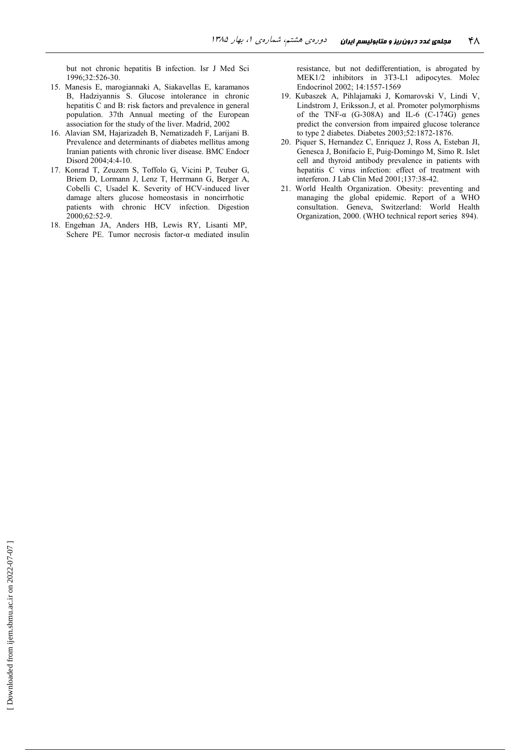but not chronic hepatitis B infection. Isr J Med Sci 1996;32:526-30.

15. Manesis E, marogiannaki A, Siakavellas E, karamanos B, Hadziyannis S. Glucose intolerance in chronic hepatitis C and B: risk factors and prevalence in general population. 37th Annual meeting of the European association for the study of the liver. Madrid, 2002
16. Alavian SM, Hajarizadeh B, Nematizadeh F, Larijani B. Prevalence and determinants of diabetes mellitus among Iranian patients with chronic liver disease. BMC Endocr Disord 2004;4:4-10.
17. Konrad T, Zeuzem S, Toffolo G, Vicini P, Teuber G, Briem D, Lormann J, Lenz T, Herrmann G, Berger A, Cobelli C, Usadel K. Severity of HCV-induced liver damage alters glucose homeostasis in noncirrhotic patients with chronic HCV infection. Digestion 2000;62:52-9.
18. Engelman JA, Anders HB, Lewis RY, Lisanti MP, Schere PE. Tumor necrosis factor-α mediated insulin resistance, but not dedifferentiation, is abrogated by MEK1/2 inhibitors in 3T3-L1 adipocytes. Molec Endocrinol 2002; 14:1557-1569
19. Kubaszek A, Pihlajamaki J, Komarovski V, Lindi V, Lindstrom J, Eriksson.J, et al. Promoter polymorphisms of the TNF-α (G-308A) and IL-6 (C-174G) genes predict the conversion from impaired glucose tolerance to type 2 diabetes. Diabetes 2003;52:1872-1876.
20. Piquer S, Hernandez C, Enriquez J, Ross A, Esteban JI, Genesca J, Bonifacio E, Puig-Domingo M, Simo R. Islet cell and thyroid antibody prevalence in patients with hepatitis C virus infection: effect of treatment with interferon. J Lab Clin Med 2001;137:38-42.
21. World Health Organization. Obesity: preventing and managing the global epidemic. Report of a WHO consultation. Geneva, Switzerland: World Health Organization, 2000. (WHO technical report series, 894).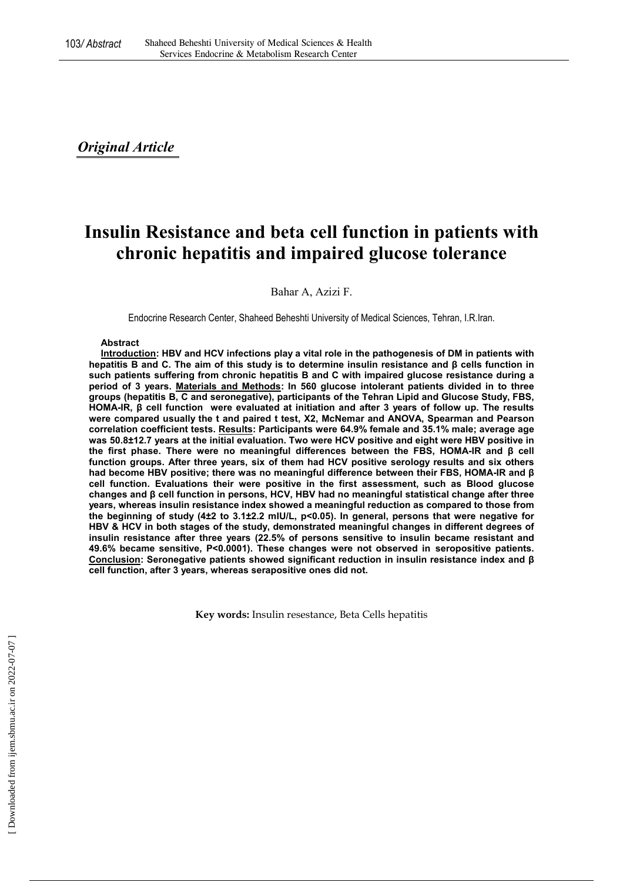*Original Article*

# Insulin Resistance and beta cell function in patients with chronic hepatitis and impaired glucose tolerance

Bahar A, Azizi F.

Endocrine Research Center, Shaheed Beheshti University of Medical Sciences, Tehran, I.R.Iran.

**Abstract**

**Introduction: HBV and HCV infections play a vital role in the pathogenesis of DM in patients with hepatitis B and C. The aim of this study is to determine insulin resistance and β cells function in such patients suffering from chronic hepatitis B and C with impaired glucose resistance during a period of 3 years. Materials and Methods: In 560 glucose intolerant patients divided in to three groups (hepatitis B, C and seronegative), participants of the Tehran Lipid and Glucose Study, FBS, HOMA-IR, β cell function were evaluated at initiation and after 3 years of follow up. The results were compared usually the t and paired t test, X2, McNemar and ANOVA, Spearman and Pearson correlation coefficient tests. Results: Participants were 64.9% female and 35.1% male; average age was 50.8±12.7 years at the initial evaluation. Two were HCV positive and eight were HBV positive in the first phase. There were no meaningful differences between the FBS, HOMA-IR and β cell function groups. After three years, six of them had HCV positive serology results and six others had become HBV positive; there was no meaningful difference between their FBS, HOMA-IR and β cell function. Evaluations their were positive in the first assessment, such as Blood glucose changes and β cell function in persons, HCV, HBV had no meaningful statistical change after three years, whereas insulin resistance index showed a meaningful reduction as compared to those from the beginning of study (4±2 to 3.1±2.2 mIU/L, p<0.05). In general, persons that were negative for HBV & HCV in both stages of the study, demonstrated meaningful changes in different degrees of insulin resistance after three years (22.5% of persons sensitive to insulin became resistant and 49.6% became sensitive, P<0.0001). These changes were not observed in seropositive patients. Conclusion: Seronegative patients showed significant reduction in insulin resistance index and β cell function, after 3 years, whereas serapositive ones did not.**

**Key words:** Insulin resestance, Beta Cells hepatitis